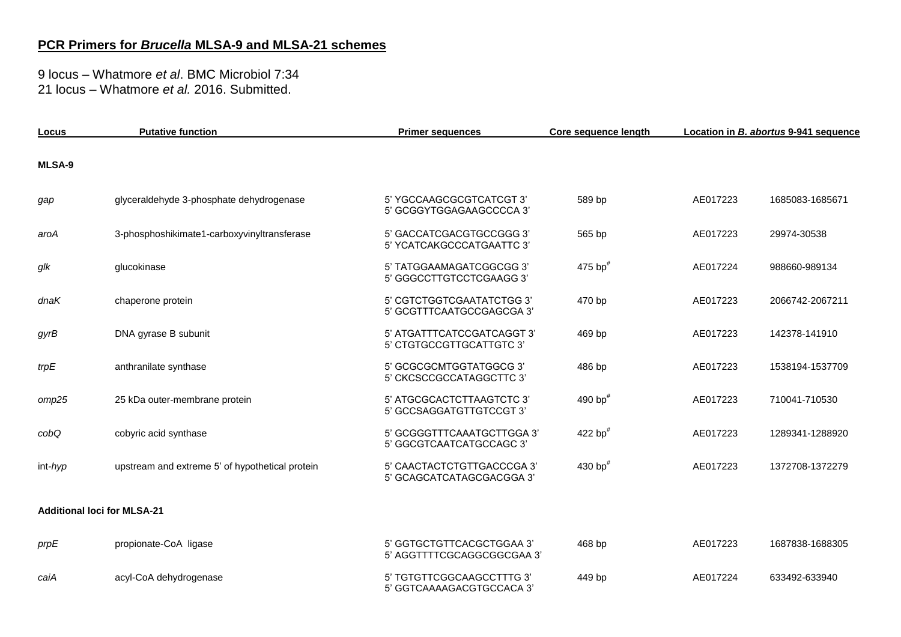# PCR Primers for *Brucella* MLSA-9 and MLSA-21 schemes

9 locus – Whatmore *et al*. BMC Microbiol 7:34
21 locus – Whatmore *et al.* 2016. Submitted.

| Locus | Putative function | Primer sequences | Core sequence length | Location in *B. abortus* 9-941 sequence | |
|---|---|---|---|---|---|
| **MLSA-9** | | | | | |
| *gap* | glyceraldehyde 3-phosphate dehydrogenase | 5' YGCCAAGCGCGTCATCGT 3'<br>5' GCGGYTGGAGAAGCCCCA 3' | 589 bp | AE017223 | 1685083-1685671 |
| *aroA* | 3-phosphoshikimate1-carboxyvinyltransferase | 5' GACCATCGACGTGCCGGG 3'<br>5' YCATCAKGCCCATGAATTC 3' | 565 bp | AE017223 | 29974-30538 |
| *glk* | glucokinase | 5' TATGGAAMAGATCGGCGG 3'<br>5' GGGCCTTGTCCTCGAAGG 3' | 475 bp[#] | AE017224 | 988660-989134 |
| *dnaK* | chaperone protein | 5' CGTCTGGTCGAATATCTGG 3'<br>5' GCGTTTCAATGCCGAGCGA 3' | 470 bp | AE017223 | 2066742-2067211 |
| *gyrB* | DNA gyrase B subunit | 5' ATGATTTCATCCGATCAGGT 3'<br>5' CTGTGCCGTTGCATTGTC 3' | 469 bp | AE017223 | 142378-141910 |
| *trpE* | anthranilate synthase | 5' GCGCGCMTGGTATGGCG 3'<br>5' CKCSCCGCCATAGGCTTC 3' | 486 bp | AE017223 | 1538194-1537709 |
| *omp25* | 25 kDa outer-membrane protein | 5' ATGCGCACTCTTAAGTCTC 3'<br>5' GCCSAGGATGTTGTCCGT 3' | 490 bp[#] | AE017223 | 710041-710530 |
| *cobQ* | cobyric acid synthase | 5' GCGGGTTTCAAATGCTTGGA 3'<br>5' GGCGTCAATCATGCCAGC 3' | 422 bp[#] | AE017223 | 1289341-1288920 |
| int-*hyp* | upstream and extreme 5' of hypothetical protein | 5' CAACTACTCTGTTGACCCGA 3'<br>5' GCAGCATCATAGCGACGGA 3' | 430 bp[#] | AE017223 | 1372708-1372279 |
| **Additional loci for MLSA-21** | | | | | |
| *prpE* | propionate-CoA ligase | 5' GGTGCTGTTCACGCTGGAA 3'<br>5' AGGTTTTCGCAGGCGGCGAA 3' | 468 bp | AE017223 | 1687838-1688305 |
| *caiA* | acyl-CoA dehydrogenase | 5' TGTGTTCGGCAAGCCTTTG 3'<br>5' GGTCAAAAGACGTGCCACA 3' | 449 bp | AE017224 | 633492-633940 |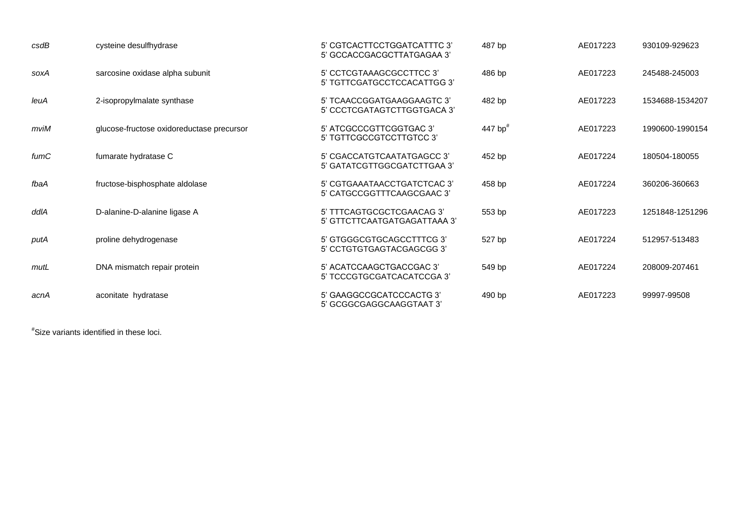| | | | | | |
|---|---|---|---|---|---|
| *csdB* | cysteine desulfhydrase | 5' CGTCACTTCCTGGATCATTTC 3'<br>5' GCCACCGACGCTTATGAGAA 3' | 487 bp | AE017223 | 930109-929623 |
| *soxA* | sarcosine oxidase alpha subunit | 5' CCTCGTAAAGCGCCTTCC 3'<br>5' TGTTCGATGCCTCCACATTGG 3' | 486 bp | AE017223 | 245488-245003 |
| *leuA* | 2-isopropylmalate synthase | 5' TCAACCGGATGAAGGAAGTC 3'<br>5' CCCTCGATAGTCTTGGTGACA 3' | 482 bp | AE017223 | 1534688-1534207 |
| *mviM* | glucose-fructose oxidoreductase precursor | 5' ATCGCCCGTTCGGTGAC 3'<br>5' TGTTCGCCGTCCTTGTCC 3' | 447 bp[#] | AE017223 | 1990600-1990154 |
| *fumC* | fumarate hydratase C | 5' CGACCATGTCAATATGAGCC 3'<br>5' GATATCGTTGGCGATCTTGAA 3' | 452 bp | AE017224 | 180504-180055 |
| *fbaA* | fructose-bisphosphate aldolase | 5' CGTGAAATAACCTGATCTCAC 3'<br>5' CATGCCGGTTTCAAGCGAAC 3' | 458 bp | AE017224 | 360206-360663 |
| *ddlA* | D-alanine-D-alanine ligase A | 5' TTTCAGTGCGCTCGAACAG 3'<br>5' GTTCTTCAATGATGAGATTAAA 3' | 553 bp | AE017223 | 1251848-1251296 |
| *putA* | proline dehydrogenase | 5' GTGGGCGTGCAGCCTTTCG 3'<br>5' CCTGTGTGAGTACGAGCGG 3' | 527 bp | AE017224 | 512957-513483 |
| *mutL* | DNA mismatch repair protein | 5' ACATCCAAGCTGACCGAC 3'<br>5' TCCCGTGCGATCACATCCGA 3' | 549 bp | AE017224 | 208009-207461 |
| *acnA* | aconitate hydratase | 5' GAAGGCCGCATCCCACTG 3'<br>5' GCGGCGAGGCAAGGTAAT 3' | 490 bp | AE017223 | 99997-99508 |

[#]Size variants identified in these loci.